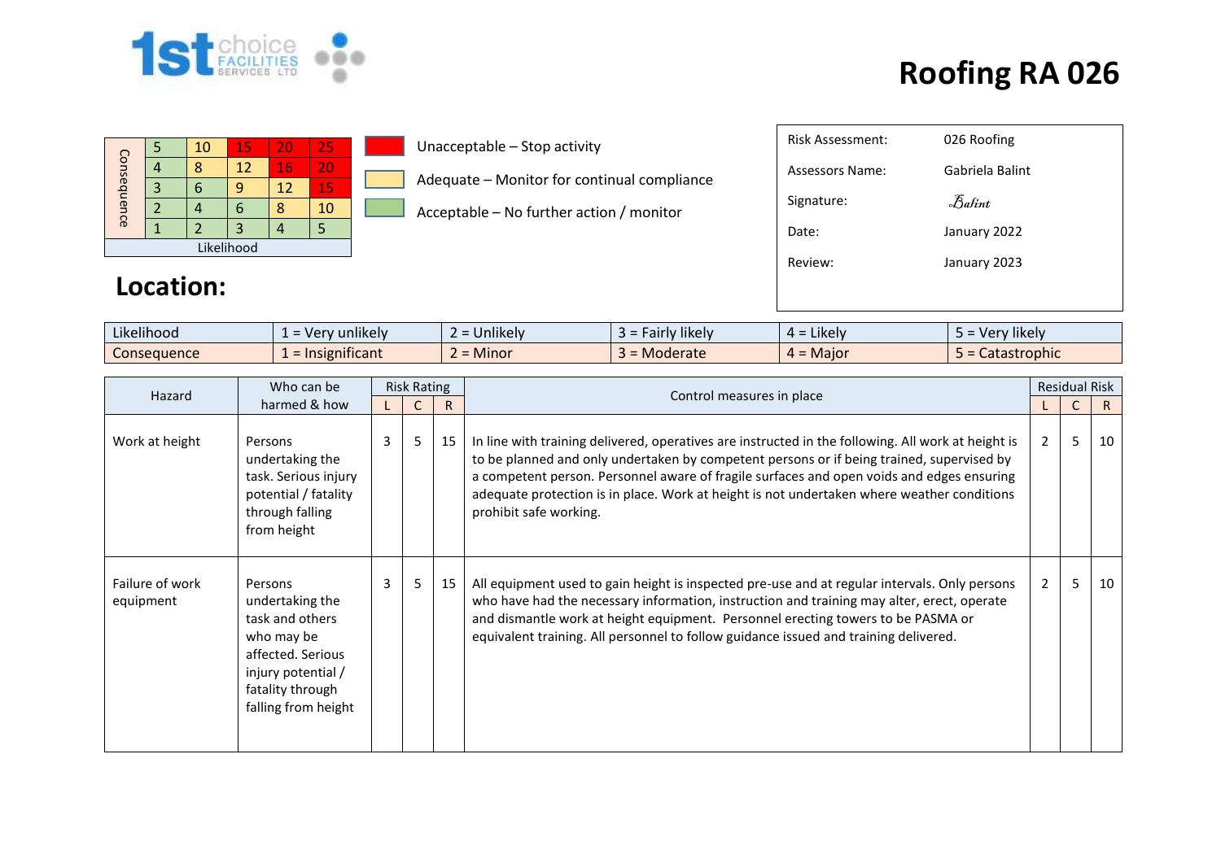# Roofing RA 026

| Consequence | | | | | |
|---|---|---|---|---|---|
| | 5 | 10 | 15 | 20 | 25 |
| | 4 | 8 | 12 | 16 | 20 |
| | 3 | 6 | 9 | 12 | 15 |
| | 2 | 4 | 6 | 8 | 10 |
| | 1 | 2 | 3 | 4 | 5 |
| Likelihood | | | | | |

- Unacceptable – Stop activity
- Adequate – Monitor for continual compliance
- Acceptable – No further action / monitor

| | |
|---|---|
| Risk Assessment: | 026 Roofing |
| Assessors Name: | Gabriela Balint |
| Signature: | Balint |
| Date: | January 2022 |
| Review: | January 2023 |

## Location:

| Likelihood | 1 = Very unlikely | 2 = Unlikely | 3 = Fairly likely | 4 = Likely | 5 = Very likely |
|---|---|---|---|---|---|
| Consequence | 1 = Insignificant | 2 = Minor | 3 = Moderate | 4 = Major | 5 = Catastrophic |

| Hazard | Who can be harmed & how | Risk Rating | | | Control measures in place | Residual Risk | | |
|---|---|---|---|---|---|---|---|---|
| | | L | C | R | | L | C | R |
| Work at height | Persons undertaking the task. Serious injury potential / fatality through falling from height | 3 | 5 | 15 | In line with training delivered, operatives are instructed in the following. All work at height is to be planned and only undertaken by competent persons or if being trained, supervised by a competent person. Personnel aware of fragile surfaces and open voids and edges ensuring adequate protection is in place. Work at height is not undertaken where weather conditions prohibit safe working. | 2 | 5 | 10 |
| Failure of work equipment | Persons undertaking the task and others who may be affected. Serious injury potential / fatality through falling from height | 3 | 5 | 15 | All equipment used to gain height is inspected pre-use and at regular intervals. Only persons who have had the necessary information, instruction and training may alter, erect, operate and dismantle work at height equipment. Personnel erecting towers to be PASMA or equivalent training. All personnel to follow guidance issued and training delivered. | 2 | 5 | 10 |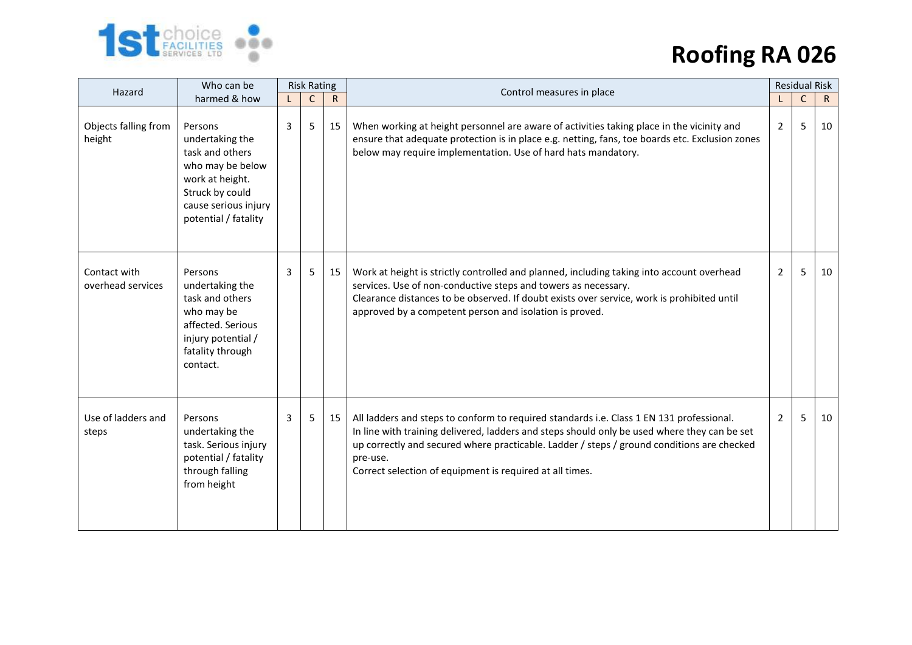# Roofing RA 026

| Hazard | Who can be harmed & how | Risk Rating | | | Control measures in place | Residual Risk | | |
|---|---|---|---|---|---|---|---|---|
| | | L | C | R | | L | C | R |
| Objects falling from height | Persons undertaking the task and others who may be below work at height. Struck by could cause serious injury potential / fatality | 3 | 5 | 15 | When working at height personnel are aware of activities taking place in the vicinity and ensure that adequate protection is in place e.g. netting, fans, toe boards etc. Exclusion zones below may require implementation. Use of hard hats mandatory. | 2 | 5 | 10 |
| Contact with overhead services | Persons undertaking the task and others who may be affected. Serious injury potential / fatality through contact. | 3 | 5 | 15 | Work at height is strictly controlled and planned, including taking into account overhead services. Use of non-conductive steps and towers as necessary.<br>Clearance distances to be observed. If doubt exists over service, work is prohibited until approved by a competent person and isolation is proved. | 2 | 5 | 10 |
| Use of ladders and steps | Persons undertaking the task. Serious injury potential / fatality through falling from height | 3 | 5 | 15 | All ladders and steps to conform to required standards i.e. Class 1 EN 131 professional.<br>In line with training delivered, ladders and steps should only be used where they can be set up correctly and secured where practicable. Ladder / steps / ground conditions are checked pre-use.<br>Correct selection of equipment is required at all times. | 2 | 5 | 10 |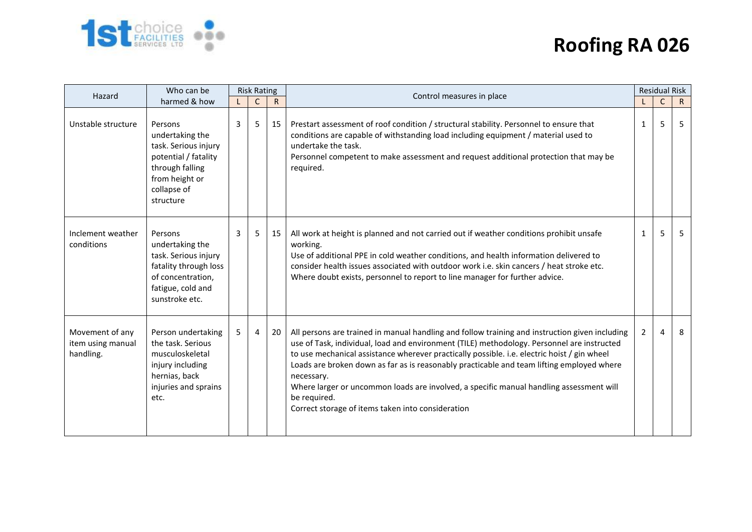# Roofing RA 026

| Hazard | Who can be harmed & how | Risk Rating | | | Control measures in place | Residual Risk | | |
|---|---|---|---|---|---|---|---|---|
| | | L | C | R | | L | C | R |
| Unstable structure | Persons undertaking the task. Serious injury potential / fatality through falling from height or collapse of structure | 3 | 5 | 15 | Prestart assessment of roof condition / structural stability. Personnel to ensure that conditions are capable of withstanding load including equipment / material used to undertake the task.<br>Personnel competent to make assessment and request additional protection that may be required. | 1 | 5 | 5 |
| Inclement weather conditions | Persons undertaking the task. Serious injury fatality through loss of concentration, fatigue, cold and sunstroke etc. | 3 | 5 | 15 | All work at height is planned and not carried out if weather conditions prohibit unsafe working.<br>Use of additional PPE in cold weather conditions, and health information delivered to consider health issues associated with outdoor work i.e. skin cancers / heat stroke etc.<br>Where doubt exists, personnel to report to line manager for further advice. | 1 | 5 | 5 |
| Movement of any item using manual handling. | Person undertaking the task. Serious musculoskeletal injury including hernias, back injuries and sprains etc. | 5 | 4 | 20 | All persons are trained in manual handling and follow training and instruction given including use of Task, individual, load and environment (TILE) methodology. Personnel are instructed to use mechanical assistance wherever practically possible. i.e. electric hoist / gin wheel<br>Loads are broken down as far as is reasonably practicable and team lifting employed where necessary.<br>Where larger or uncommon loads are involved, a specific manual handling assessment will be required.<br>Correct storage of items taken into consideration | 2 | 4 | 8 |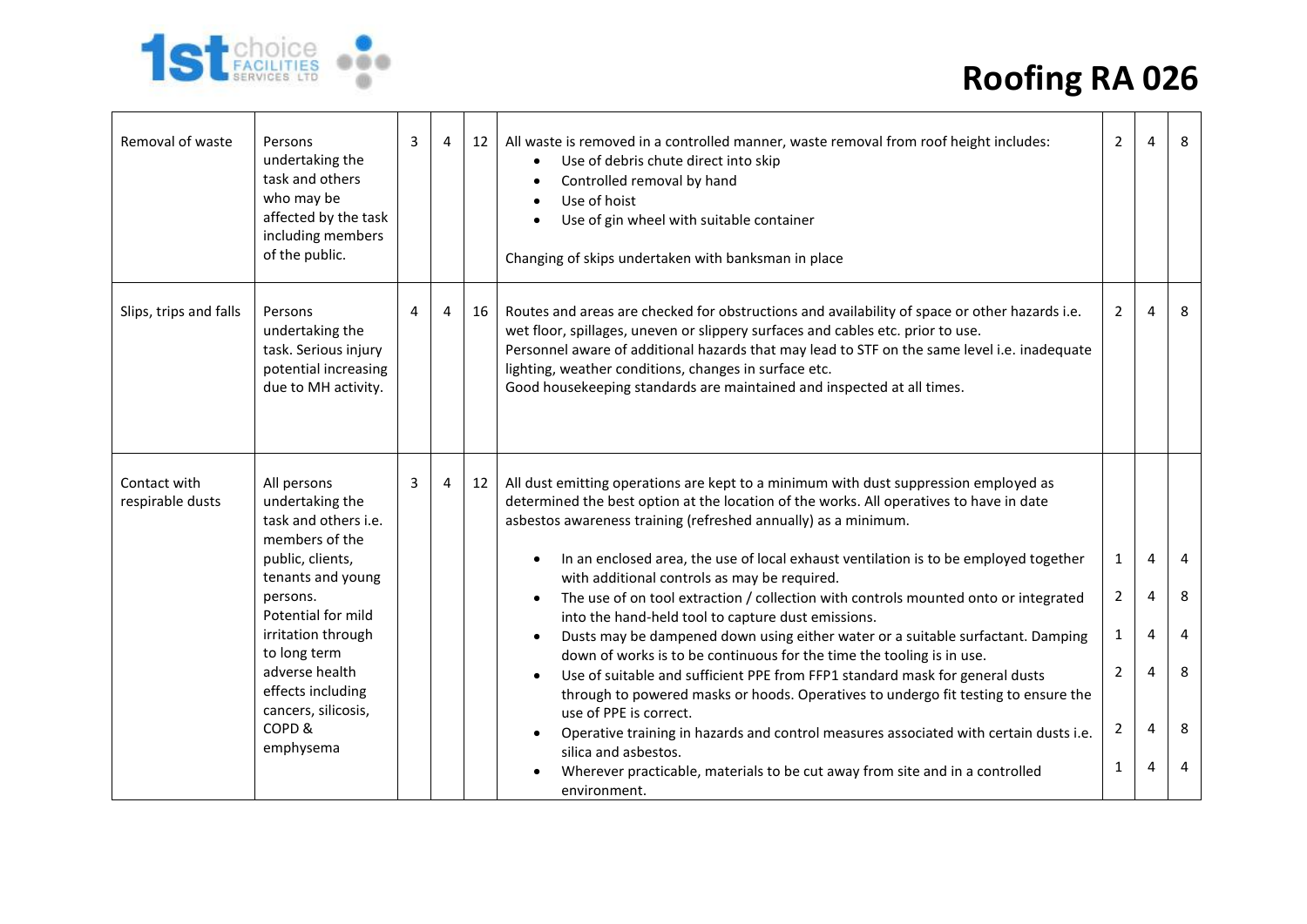# Roofing RA 026

| | | | | | | | | |
|---|---|---|---|---|---|---|---|---|
| Removal of waste | Persons undertaking the task and others who may be affected by the task including members of the public. | 3 | 4 | 12 | All waste is removed in a controlled manner, waste removal from roof height includes:<br>• Use of debris chute direct into skip<br>• Controlled removal by hand<br>• Use of hoist<br>• Use of gin wheel with suitable container<br><br>Changing of skips undertaken with banksman in place | 2 | 4 | 8 |
| Slips, trips and falls | Persons undertaking the task. Serious injury potential increasing due to MH activity. | 4 | 4 | 16 | Routes and areas are checked for obstructions and availability of space or other hazards i.e. wet floor, spillages, uneven or slippery surfaces and cables etc. prior to use.<br>Personnel aware of additional hazards that may lead to STF on the same level i.e. inadequate lighting, weather conditions, changes in surface etc.<br>Good housekeeping standards are maintained and inspected at all times. | 2 | 4 | 8 |
| Contact with respirable dusts | All persons undertaking the task and others i.e. members of the public, clients, tenants and young persons.<br>Potential for mild irritation through to long term adverse health effects including cancers, silicosis, COPD & emphysema | 3 | 4 | 12 | All dust emitting operations are kept to a minimum with dust suppression employed as determined the best option at the location of the works. All operatives to have in date asbestos awareness training (refreshed annually) as a minimum. | | | |
| | | | | | • In an enclosed area, the use of local exhaust ventilation is to be employed together with additional controls as may be required. | 1 | 4 | 4 |
| | | | | | • The use of on tool extraction / collection with controls mounted onto or integrated into the hand-held tool to capture dust emissions. | 2 | 4 | 8 |
| | | | | | • Dusts may be dampened down using either water or a suitable surfactant. Damping down of works is to be continuous for the time the tooling is in use. | 1 | 4 | 4 |
| | | | | | • Use of suitable and sufficient PPE from FFP1 standard mask for general dusts through to powered masks or hoods. Operatives to undergo fit testing to ensure the use of PPE is correct. | 2 | 4 | 8 |
| | | | | | • Operative training in hazards and control measures associated with certain dusts i.e. silica and asbestos. | 2 | 4 | 8 |
| | | | | | • Wherever practicable, materials to be cut away from site and in a controlled environment. | 1 | 4 | 4 |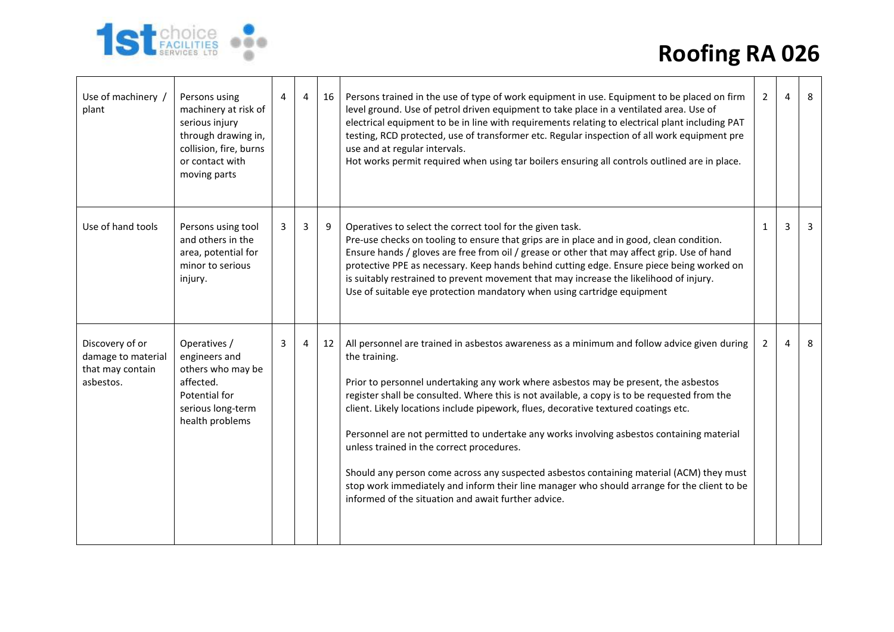# Roofing RA 026

| | | | | | | | | |
|---|---|---|---|---|---|---|---|---|
| Use of machinery / plant | Persons using machinery at risk of serious injury through drawing in, collision, fire, burns or contact with moving parts | 4 | 4 | 16 | Persons trained in the use of type of work equipment in use. Equipment to be placed on firm level ground. Use of petrol driven equipment to take place in a ventilated area. Use of electrical equipment to be in line with requirements relating to electrical plant including PAT testing, RCD protected, use of transformer etc. Regular inspection of all work equipment pre use and at regular intervals.<br>Hot works permit required when using tar boilers ensuring all controls outlined are in place. | 2 | 4 | 8 |
| Use of hand tools | Persons using tool and others in the area, potential for minor to serious injury. | 3 | 3 | 9 | Operatives to select the correct tool for the given task.<br>Pre-use checks on tooling to ensure that grips are in place and in good, clean condition. Ensure hands / gloves are free from oil / grease or other that may affect grip. Use of hand protective PPE as necessary. Keep hands behind cutting edge. Ensure piece being worked on is suitably restrained to prevent movement that may increase the likelihood of injury.<br>Use of suitable eye protection mandatory when using cartridge equipment | 1 | 3 | 3 |
| Discovery of or damage to material that may contain asbestos. | Operatives / engineers and others who may be affected. Potential for serious long-term health problems | 3 | 4 | 12 | All personnel are trained in asbestos awareness as a minimum and follow advice given during the training.<br><br>Prior to personnel undertaking any work where asbestos may be present, the asbestos register shall be consulted. Where this is not available, a copy is to be requested from the client. Likely locations include pipework, flues, decorative textured coatings etc.<br><br>Personnel are not permitted to undertake any works involving asbestos containing material unless trained in the correct procedures.<br><br>Should any person come across any suspected asbestos containing material (ACM) they must stop work immediately and inform their line manager who should arrange for the client to be informed of the situation and await further advice. | 2 | 4 | 8 |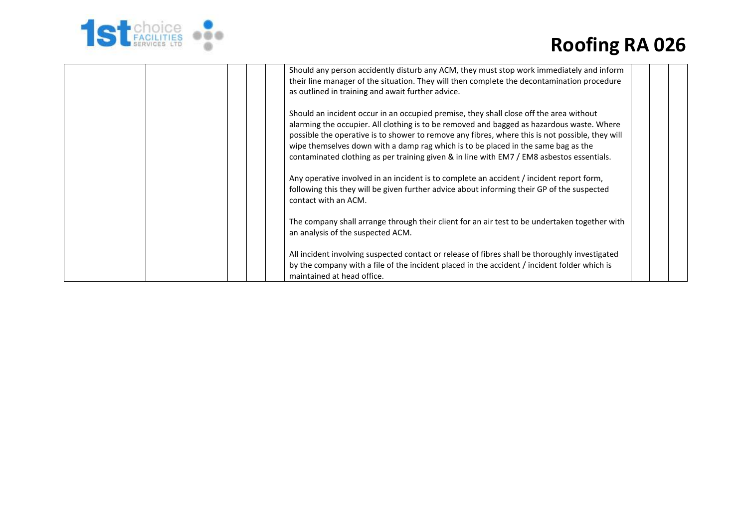| | | | | | | | | |
|---|---|---|---|---|---|---|---|---|
| | | | | | Should any person accidently disturb any ACM, they must stop work immediately and inform their line manager of the situation. They will then complete the decontamination procedure as outlined in training and await further advice.<br><br>Should an incident occur in an occupied premise, they shall close off the area without alarming the occupier. All clothing is to be removed and bagged as hazardous waste. Where possible the operative is to shower to remove any fibres, where this is not possible, they will wipe themselves down with a damp rag which is to be placed in the same bag as the contaminated clothing as per training given & in line with EM7 / EM8 asbestos essentials.<br><br>Any operative involved in an incident is to complete an accident / incident report form, following this they will be given further advice about informing their GP of the suspected contact with an ACM.<br><br>The company shall arrange through their client for an air test to be undertaken together with an analysis of the suspected ACM.<br><br>All incident involving suspected contact or release of fibres shall be thoroughly investigated by the company with a file of the incident placed in the accident / incident folder which is maintained at head office. | | | |